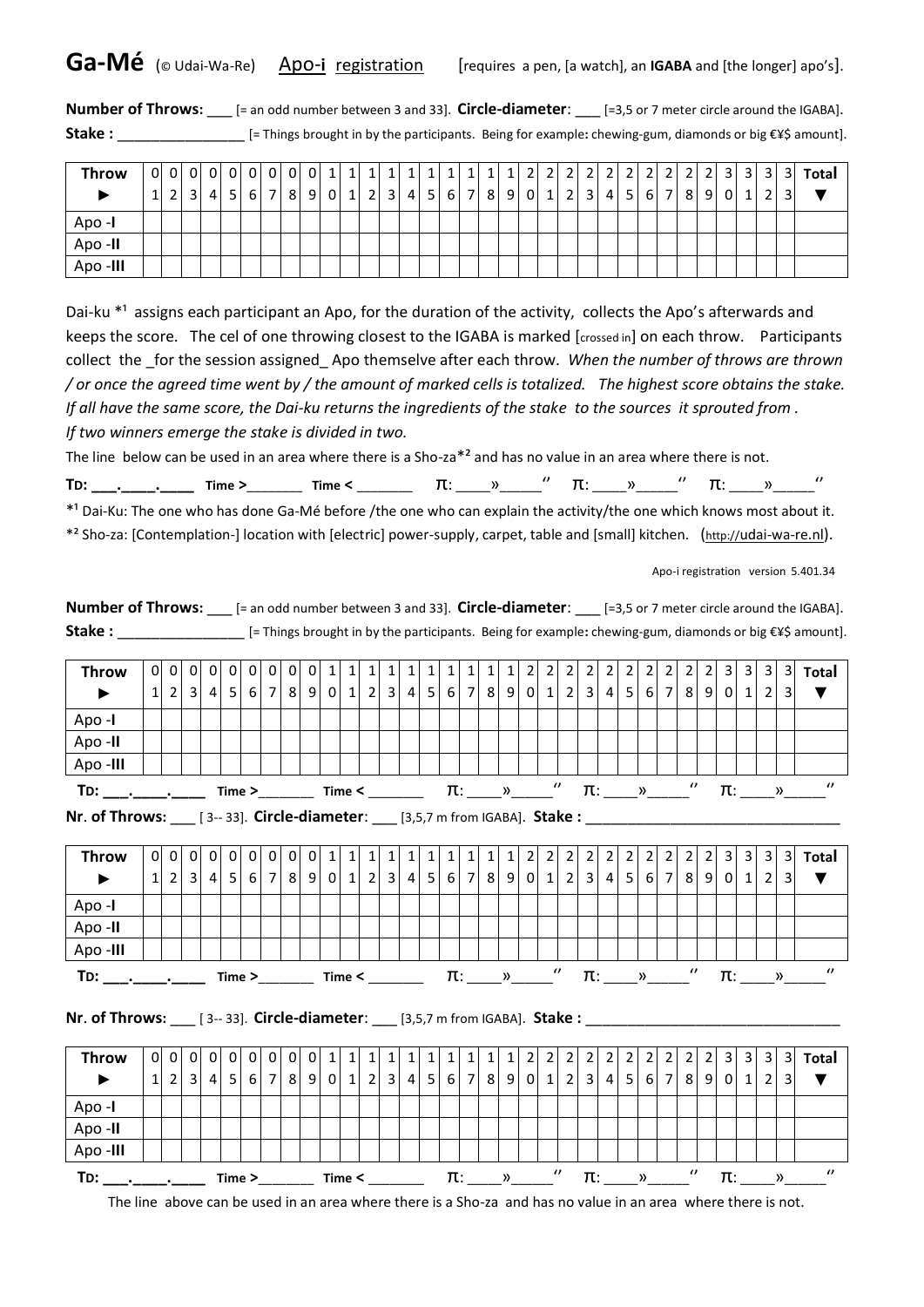# Ga-Mé (© Udai-Wa-Re) Apo-i registration [requires a pen, [a watch], an **IGABA** and [the longer] apo's].

**Number of Throws:** ___ [= an odd number between 3 and 33]. **Circle-diameter**: ___ [=3,5 or 7 meter circle around the IGABA].
**Stake :** ________________ [= Things brought in by the participants. Being for example**:** chewing-gum, diamonds or big €¥$ amount].

| **Throw** ► | 01 | 02 | 03 | 04 | 05 | 06 | 07 | 08 | 09 | 10 | 11 | 12 | 13 | 14 | 15 | 16 | 17 | 18 | 19 | 20 | 21 | 22 | 23 | 24 | 25 | 26 | 27 | 28 | 29 | 30 | 31 | 32 | 33 | **Total** ▼ |
|---|---|---|---|---|---|---|---|---|---|---|---|---|---|---|---|---|---|---|---|---|---|---|---|---|---|---|---|---|---|---|---|---|---|---|
| Apo -**I** | | | | | | | | | | | | | | | | | | | | | | | | | | | | | | | | | | |
| Apo -**II** | | | | | | | | | | | | | | | | | | | | | | | | | | | | | | | | | | |
| Apo -**III** | | | | | | | | | | | | | | | | | | | | | | | | | | | | | | | | | | |

Dai-ku *[1] assigns each participant an Apo, for the duration of the activity, collects the Apo's afterwards and keeps the score. The cel of one throwing closest to the IGABA is marked [crossed in] on each throw. Participants collect the _for the session assigned_ Apo themselve after each throw. *When the number of throws are thrown / or once the agreed time went by / the amount of marked cells is totalized. The highest score obtains the stake. If all have the same score, the Dai-ku returns the ingredients of the stake to the sources it sprouted from . If two winners emerge the stake is divided in two.*

The line below can be used in an area where there is a Sho-za*[2] and has no value in an area where there is not.

**TD: ___.____.____** Time >_______ Time < _______ π: ____»_____'' π: ____»_____'' π: ____»_____''

*[1] Dai-Ku: The one who has done Ga-Mé before /the one who can explain the activity/the one which knows most about it.
*[2] Sho-za: [Contemplation-] location with [electric] power-supply, carpet, table and [small] kitchen. (http://udai-wa-re.nl).

Apo-i registration version 5.401.34

**Number of Throws:** ___ [= an odd number between 3 and 33]. **Circle-diameter**: ___ [=3,5 or 7 meter circle around the IGABA].
**Stake :** ________________ [= Things brought in by the participants. Being for example**:** chewing-gum, diamonds or big €¥$ amount].

| **Throw** ► | 01 | 02 | 03 | 04 | 05 | 06 | 07 | 08 | 09 | 10 | 11 | 12 | 13 | 14 | 15 | 16 | 17 | 18 | 19 | 20 | 21 | 22 | 23 | 24 | 25 | 26 | 27 | 28 | 29 | 30 | 31 | 32 | 33 | **Total** ▼ |
|---|---|---|---|---|---|---|---|---|---|---|---|---|---|---|---|---|---|---|---|---|---|---|---|---|---|---|---|---|---|---|---|---|---|---|
| Apo -**I** | | | | | | | | | | | | | | | | | | | | | | | | | | | | | | | | | | |
| Apo -**II** | | | | | | | | | | | | | | | | | | | | | | | | | | | | | | | | | | |
| Apo -**III** | | | | | | | | | | | | | | | | | | | | | | | | | | | | | | | | | | |

**TD: ___.____.____** Time >_______ Time < _______ π: ____»_____'' π: ____»_____'' π: ____»_____''

**Nr. of Throws:** ___ [ 3-- 33]. **Circle-diameter**: ___ [3,5,7 m from IGABA]. **Stake :** ______________________________

| **Throw** ► | 01 | 02 | 03 | 04 | 05 | 06 | 07 | 08 | 09 | 10 | 11 | 12 | 13 | 14 | 15 | 16 | 17 | 18 | 19 | 20 | 21 | 22 | 23 | 24 | 25 | 26 | 27 | 28 | 29 | 30 | 31 | 32 | 33 | **Total** ▼ |
|---|---|---|---|---|---|---|---|---|---|---|---|---|---|---|---|---|---|---|---|---|---|---|---|---|---|---|---|---|---|---|---|---|---|---|
| Apo -**I** | | | | | | | | | | | | | | | | | | | | | | | | | | | | | | | | | | |
| Apo -**II** | | | | | | | | | | | | | | | | | | | | | | | | | | | | | | | | | | |
| Apo -**III** | | | | | | | | | | | | | | | | | | | | | | | | | | | | | | | | | | |

**TD: ___.____.____** Time >_______ Time < _______ π: ____»_____'' π: ____»_____'' π: ____»_____''

**Nr. of Throws:** ___ [ 3-- 33]. **Circle-diameter**: ___ [3,5,7 m from IGABA]. **Stake :** ______________________________

| **Throw** ► | 01 | 02 | 03 | 04 | 05 | 06 | 07 | 08 | 09 | 10 | 11 | 12 | 13 | 14 | 15 | 16 | 17 | 18 | 19 | 20 | 21 | 22 | 23 | 24 | 25 | 26 | 27 | 28 | 29 | 30 | 31 | 32 | 33 | **Total** ▼ |
|---|---|---|---|---|---|---|---|---|---|---|---|---|---|---|---|---|---|---|---|---|---|---|---|---|---|---|---|---|---|---|---|---|---|---|
| Apo -**I** | | | | | | | | | | | | | | | | | | | | | | | | | | | | | | | | | | |
| Apo -**II** | | | | | | | | | | | | | | | | | | | | | | | | | | | | | | | | | | |
| Apo -**III** | | | | | | | | | | | | | | | | | | | | | | | | | | | | | | | | | | |

**TD: ___.____.____** Time >_______ Time < _______ π: ____»_____'' π: ____»_____'' π: ____»_____''

The line above can be used in an area where there is a Sho-za and has no value in an area where there is not.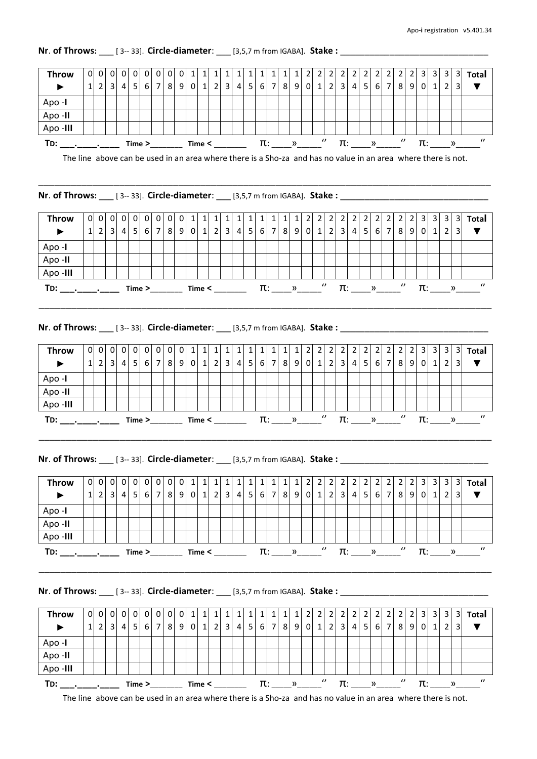**Nr. of Throws:** ___ [ 3-- 33]. **Circle-diameter**: ___ [3,5,7 m from IGABA]. **Stake :** ______________________________

| Throw ► | 01 | 02 | 03 | 04 | 05 | 06 | 07 | 08 | 09 | 10 | 11 | 12 | 13 | 14 | 15 | 16 | 17 | 18 | 19 | 20 | 21 | 22 | 23 | 24 | 25 | 26 | 27 | 28 | 29 | 30 | 31 | 32 | 33 | Total ▼ |
|---|---|---|---|---|---|---|---|---|---|---|---|---|---|---|---|---|---|---|---|---|---|---|---|---|---|---|---|---|---|---|---|---|---|---|
| Apo -**I** | | | | | | | | | | | | | | | | | | | | | | | | | | | | | | | | | | |
| Apo -**II** | | | | | | | | | | | | | | | | | | | | | | | | | | | | | | | | | | |
| Apo -**III** | | | | | | | | | | | | | | | | | | | | | | | | | | | | | | | | | | |

**TD: ___.____.____ Time >_______ Time < _______** π: ____»_____" π: ____»_____" π: ____»_____"

The line above can be used in an area where there is a Sho-za and has no value in an area where there is not.

---

**Nr. of Throws:** ___ [ 3-- 33]. **Circle-diameter**: ___ [3,5,7 m from IGABA]. **Stake :** ______________________________

| Throw ► | 01 | 02 | 03 | 04 | 05 | 06 | 07 | 08 | 09 | 10 | 11 | 12 | 13 | 14 | 15 | 16 | 17 | 18 | 19 | 20 | 21 | 22 | 23 | 24 | 25 | 26 | 27 | 28 | 29 | 30 | 31 | 32 | 33 | Total ▼ |
|---|---|---|---|---|---|---|---|---|---|---|---|---|---|---|---|---|---|---|---|---|---|---|---|---|---|---|---|---|---|---|---|---|---|---|
| Apo -**I** | | | | | | | | | | | | | | | | | | | | | | | | | | | | | | | | | | |
| Apo -**II** | | | | | | | | | | | | | | | | | | | | | | | | | | | | | | | | | | |
| Apo -**III** | | | | | | | | | | | | | | | | | | | | | | | | | | | | | | | | | | |

**TD: ___.____.____ Time >_______ Time < _______** π: ____»_____" π: ____»_____" π: ____»_____"

---

**Nr. of Throws:** ___ [ 3-- 33]. **Circle-diameter**: ___ [3,5,7 m from IGABA]. **Stake :** ______________________________

| Throw ► | 01 | 02 | 03 | 04 | 05 | 06 | 07 | 08 | 09 | 10 | 11 | 12 | 13 | 14 | 15 | 16 | 17 | 18 | 19 | 20 | 21 | 22 | 23 | 24 | 25 | 26 | 27 | 28 | 29 | 30 | 31 | 32 | 33 | Total ▼ |
|---|---|---|---|---|---|---|---|---|---|---|---|---|---|---|---|---|---|---|---|---|---|---|---|---|---|---|---|---|---|---|---|---|---|---|
| Apo -**I** | | | | | | | | | | | | | | | | | | | | | | | | | | | | | | | | | | |
| Apo -**II** | | | | | | | | | | | | | | | | | | | | | | | | | | | | | | | | | | |
| Apo -**III** | | | | | | | | | | | | | | | | | | | | | | | | | | | | | | | | | | |

**TD: ___.____.____ Time >_______ Time < _______** π: ____»_____" π: ____»_____" π: ____»_____"

---

**Nr. of Throws:** ___ [ 3-- 33]. **Circle-diameter**: ___ [3,5,7 m from IGABA]. **Stake :** ______________________________

| Throw ► | 01 | 02 | 03 | 04 | 05 | 06 | 07 | 08 | 09 | 10 | 11 | 12 | 13 | 14 | 15 | 16 | 17 | 18 | 19 | 20 | 21 | 22 | 23 | 24 | 25 | 26 | 27 | 28 | 29 | 30 | 31 | 32 | 33 | Total ▼ |
|---|---|---|---|---|---|---|---|---|---|---|---|---|---|---|---|---|---|---|---|---|---|---|---|---|---|---|---|---|---|---|---|---|---|---|
| Apo -**I** | | | | | | | | | | | | | | | | | | | | | | | | | | | | | | | | | | |
| Apo -**II** | | | | | | | | | | | | | | | | | | | | | | | | | | | | | | | | | | |
| Apo -**III** | | | | | | | | | | | | | | | | | | | | | | | | | | | | | | | | | | |

**TD: ___.____.____ Time >_______ Time < _______** π: ____»_____" π: ____»_____" π: ____»_____"

---

**Nr. of Throws:** ___ [ 3-- 33]. **Circle-diameter**: ___ [3,5,7 m from IGABA]. **Stake :** ______________________________

| Throw ► | 01 | 02 | 03 | 04 | 05 | 06 | 07 | 08 | 09 | 10 | 11 | 12 | 13 | 14 | 15 | 16 | 17 | 18 | 19 | 20 | 21 | 22 | 23 | 24 | 25 | 26 | 27 | 28 | 29 | 30 | 31 | 32 | 33 | Total ▼ |
|---|---|---|---|---|---|---|---|---|---|---|---|---|---|---|---|---|---|---|---|---|---|---|---|---|---|---|---|---|---|---|---|---|---|---|
| Apo -**I** | | | | | | | | | | | | | | | | | | | | | | | | | | | | | | | | | | |
| Apo -**II** | | | | | | | | | | | | | | | | | | | | | | | | | | | | | | | | | | |
| Apo -**III** | | | | | | | | | | | | | | | | | | | | | | | | | | | | | | | | | | |

**TD: ___.____.____ Time >_______ Time < _______** π: ____»_____" π: ____»_____" π: ____»_____"

The line above can be used in an area where there is a Sho-za and has no value in an area where there is not.